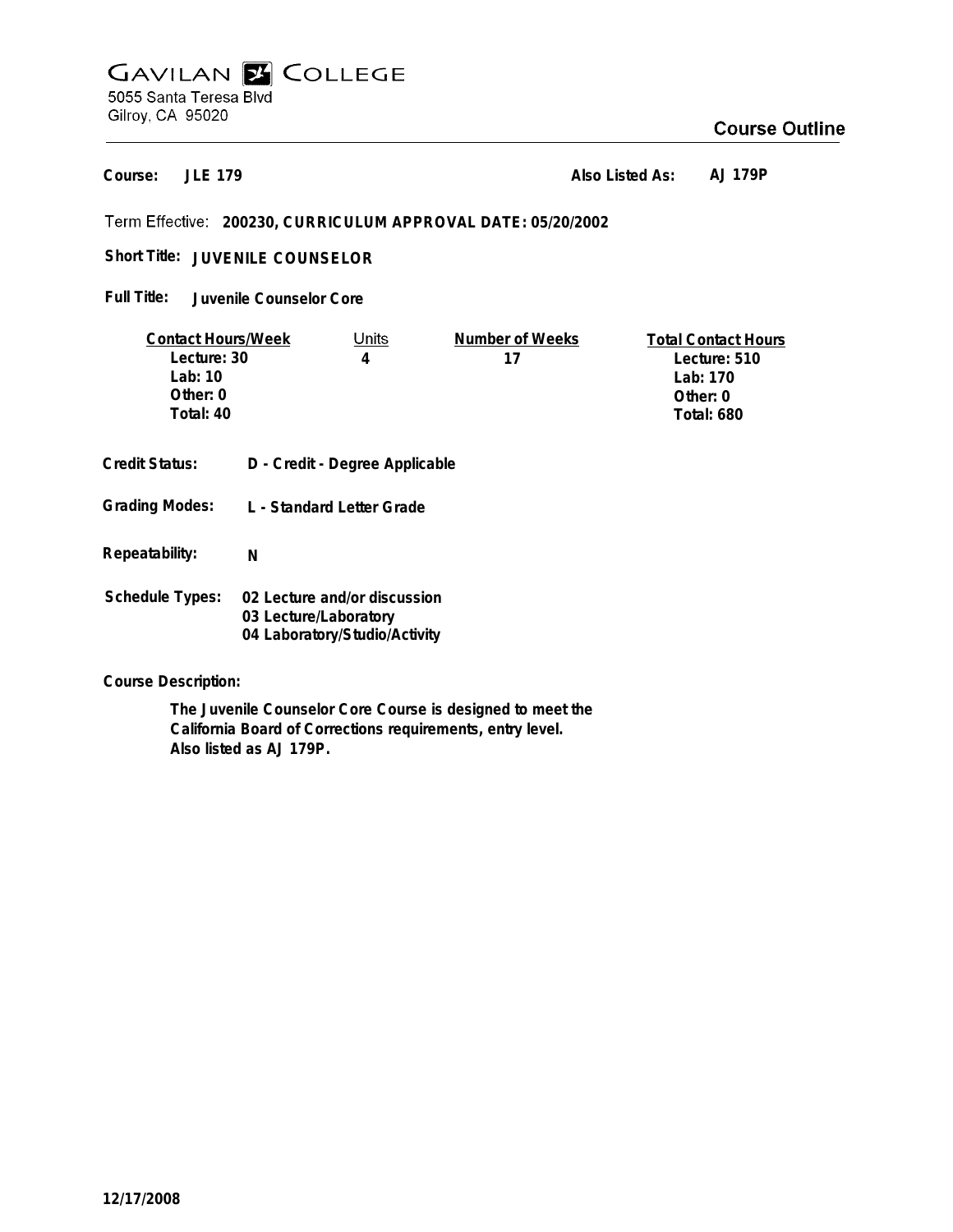# GAVILAN COLLEGE

5055 Santa Teresa Blvd
Gilroy, CA 95020

## Course Outline

**Course:** JLE 179 **Also Listed As:** AJ 179P

Term Effective: **200230, CURRICULUM APPROVAL DATE: 05/20/2002**

**Short Title:** JUVENILE COUNSELOR

**Full Title:** Juvenile Counselor Core

| Contact Hours/Week | Units | Number of Weeks | Total Contact Hours |
|---|---|---|---|
| Lecture: 30 | 4 | 17 | Lecture: 510 |
| Lab: 10 | | | Lab: 170 |
| Other: 0 | | | Other: 0 |
| Total: 40 | | | Total: 680 |

**Credit Status:** D - Credit - Degree Applicable

**Grading Modes:** L - Standard Letter Grade

**Repeatability:** N

**Schedule Types:**
- 02 Lecture and/or discussion
- 03 Lecture/Laboratory
- 04 Laboratory/Studio/Activity

**Course Description:**

The Juvenile Counselor Core Course is designed to meet the California Board of Corrections requirements, entry level. Also listed as AJ 179P.

12/17/2008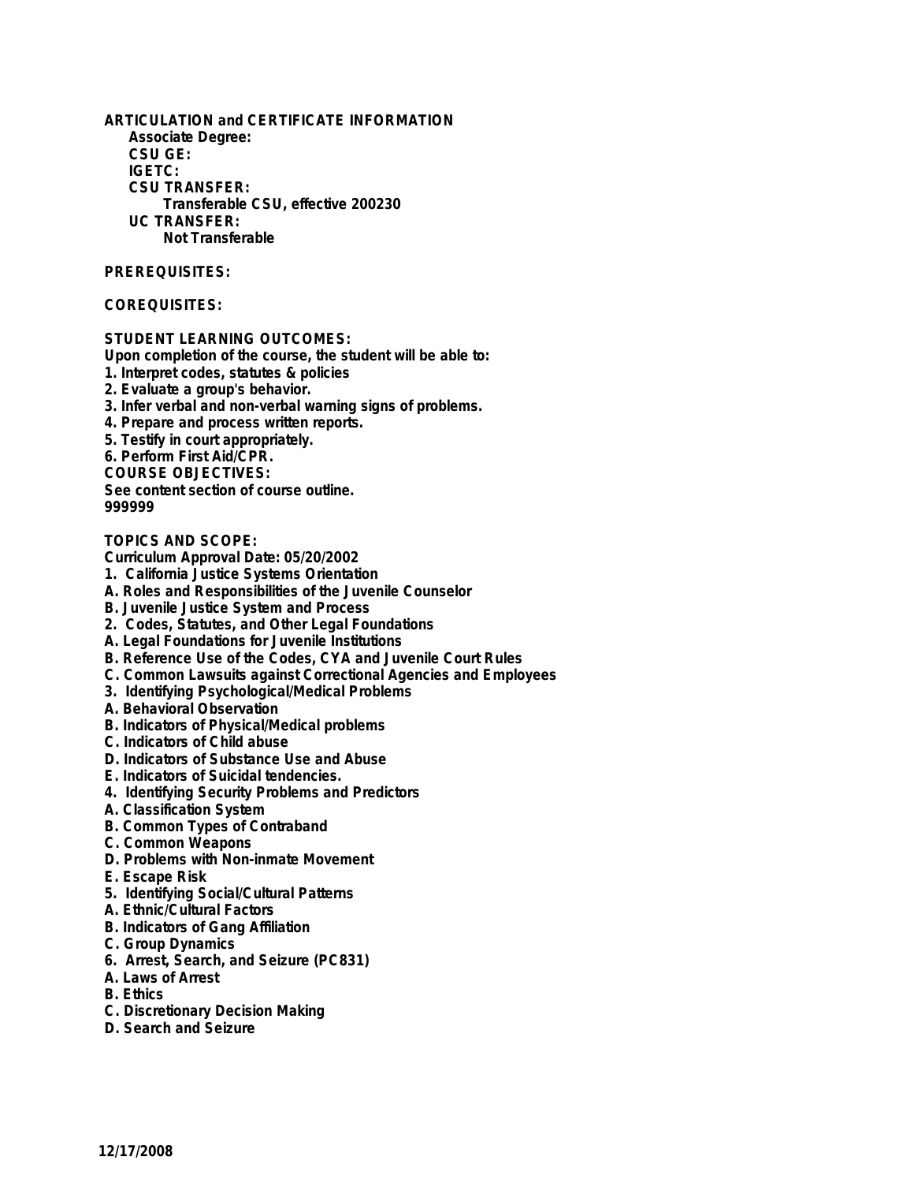**ARTICULATION and CERTIFICATE INFORMATION**

**Associate Degree:**

**CSU GE:**

**IGETC:**

**CSU TRANSFER:**

Transferable CSU, effective 200230

**UC TRANSFER:**

Not Transferable

**PREREQUISITES:**

**COREQUISITES:**

**STUDENT LEARNING OUTCOMES:**

Upon completion of the course, the student will be able to:

1. Interpret codes, statutes & policies
2. Evaluate a group's behavior.
3. Infer verbal and non-verbal warning signs of problems.
4. Prepare and process written reports.
5. Testify in court appropriately.
6. Perform First Aid/CPR.

**COURSE OBJECTIVES:**

See content section of course outline.

999999

**TOPICS AND SCOPE:**

Curriculum Approval Date: 05/20/2002

1. California Justice Systems Orientation

A. Roles and Responsibilities of the Juvenile Counselor

B. Juvenile Justice System and Process

2. Codes, Statutes, and Other Legal Foundations

A. Legal Foundations for Juvenile Institutions

B. Reference Use of the Codes, CYA and Juvenile Court Rules

C. Common Lawsuits against Correctional Agencies and Employees

3. Identifying Psychological/Medical Problems

A. Behavioral Observation

B. Indicators of Physical/Medical problems

C. Indicators of Child abuse

D. Indicators of Substance Use and Abuse

E. Indicators of Suicidal tendencies.

4. Identifying Security Problems and Predictors

A. Classification System

B. Common Types of Contraband

C. Common Weapons

D. Problems with Non-inmate Movement

E. Escape Risk

5. Identifying Social/Cultural Patterns

A. Ethnic/Cultural Factors

B. Indicators of Gang Affiliation

C. Group Dynamics

6. Arrest, Search, and Seizure (PC831)

A. Laws of Arrest

B. Ethics

C. Discretionary Decision Making

D. Search and Seizure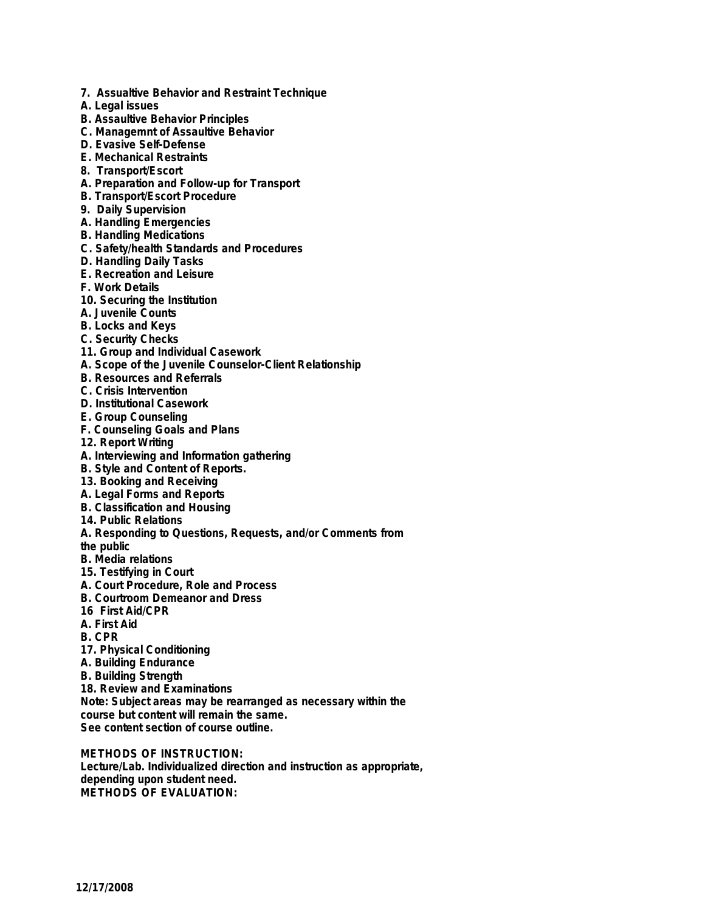**7. Assualtive Behavior and Restraint Technique**
**A. Legal issues**
**B. Assaultive Behavior Principles**
**C. Managemnt of Assaultive Behavior**
**D. Evasive Self-Defense**
**E. Mechanical Restraints**
**8. Transport/Escort**
**A. Preparation and Follow-up for Transport**
**B. Transport/Escort Procedure**
**9. Daily Supervision**
**A. Handling Emergencies**
**B. Handling Medications**
**C. Safety/health Standards and Procedures**
**D. Handling Daily Tasks**
**E. Recreation and Leisure**
**F. Work Details**
**10. Securing the Institution**
**A. Juvenile Counts**
**B. Locks and Keys**
**C. Security Checks**
**11. Group and Individual Casework**
**A. Scope of the Juvenile Counselor-Client Relationship**
**B. Resources and Referrals**
**C. Crisis Intervention**
**D. Institutional Casework**
**E. Group Counseling**
**F. Counseling Goals and Plans**
**12. Report Writing**
**A. Interviewing and Information gathering**
**B. Style and Content of Reports.**
**13. Booking and Receiving**
**A. Legal Forms and Reports**
**B. Classification and Housing**
**14. Public Relations**
**A. Responding to Questions, Requests, and/or Comments from the public**
**B. Media relations**
**15. Testifying in Court**
**A. Court Procedure, Role and Process**
**B. Courtroom Demeanor and Dress**
**16 First Aid/CPR**
**A. First Aid**
**B. CPR**
**17. Physical Conditioning**
**A. Building Endurance**
**B. Building Strength**
**18. Review and Examinations**
**Note: Subject areas may be rearranged as necessary within the course but content will remain the same.**
**See content section of course outline.**

**METHODS OF INSTRUCTION:**
**Lecture/Lab. Individualized direction and instruction as appropriate, depending upon student need.**
**METHODS OF EVALUATION:**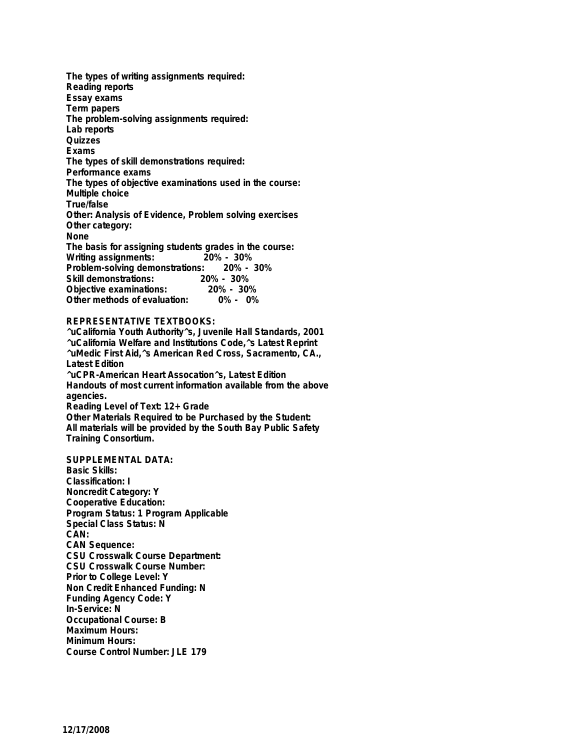The types of writing assignments required:
Reading reports
Essay exams
Term papers
The problem-solving assignments required:
Lab reports
Quizzes
Exams
The types of skill demonstrations required:
Performance exams
The types of objective examinations used in the course:
Multiple choice
True/false
Other: Analysis of Evidence, Problem solving exercises
Other category:
None
The basis for assigning students grades in the course:
Writing assignments: 20% - 30%
Problem-solving demonstrations: 20% - 30%
Skill demonstrations: 20% - 30%
Objective examinations: 20% - 30%
Other methods of evaluation: 0% - 0%

REPRESENTATIVE TEXTBOOKS:
^uCalifornia Youth Authority^s, Juvenile Hall Standards, 2001
^uCalifornia Welfare and Institutions Code,^s Latest Reprint
^uMedic First Aid,^s American Red Cross, Sacramento, CA., Latest Edition
^uCPR-American Heart Assocation^s, Latest Edition
Handouts of most current information available from the above agencies.
Reading Level of Text: 12+ Grade
Other Materials Required to be Purchased by the Student:
All materials will be provided by the South Bay Public Safety Training Consortium.

SUPPLEMENTAL DATA:
Basic Skills:
Classification: I
Noncredit Category: Y
Cooperative Education:
Program Status: 1 Program Applicable
Special Class Status: N
CAN:
CAN Sequence:
CSU Crosswalk Course Department:
CSU Crosswalk Course Number:
Prior to College Level: Y
Non Credit Enhanced Funding: N
Funding Agency Code: Y
In-Service: N
Occupational Course: B
Maximum Hours:
Minimum Hours:
Course Control Number: JLE 179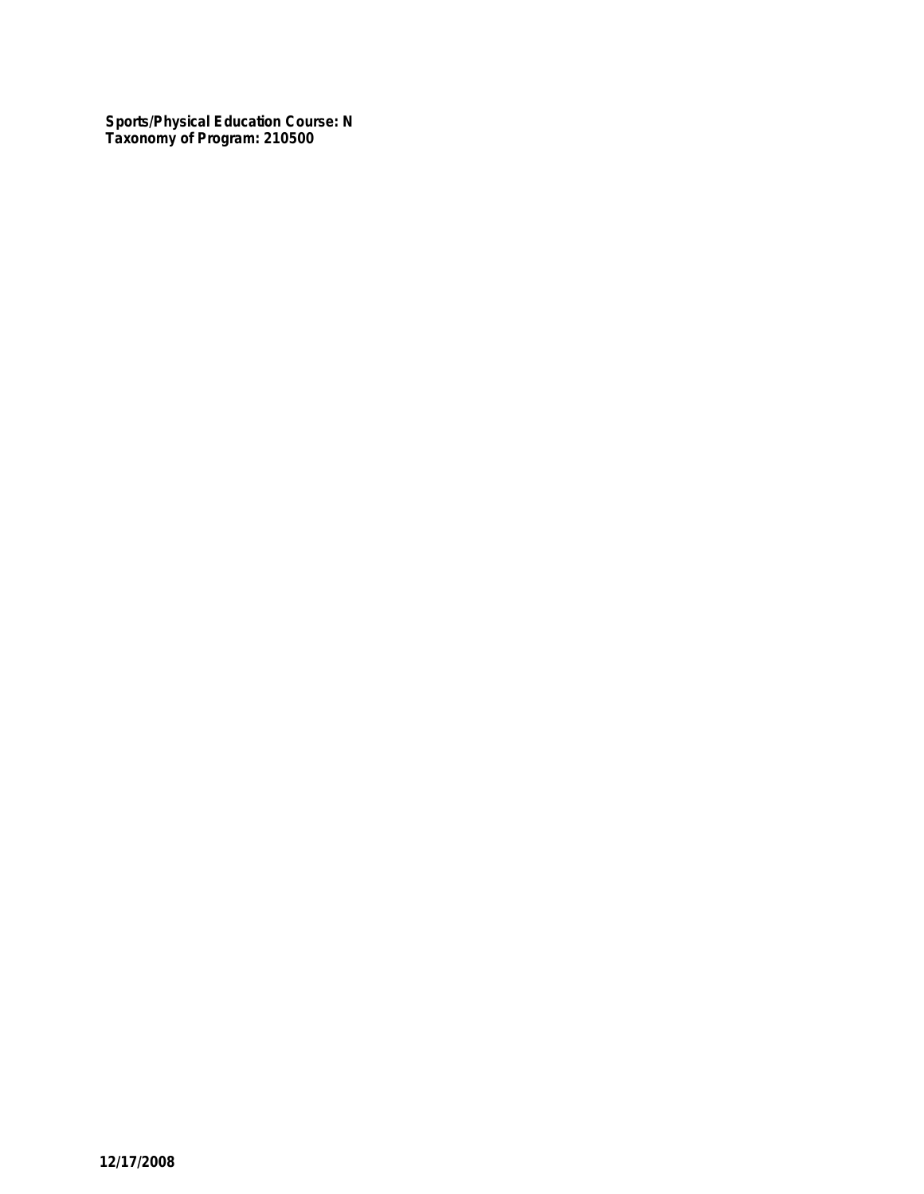**Sports/Physical Education Course: N**
**Taxonomy of Program: 210500**

**12/17/2008**